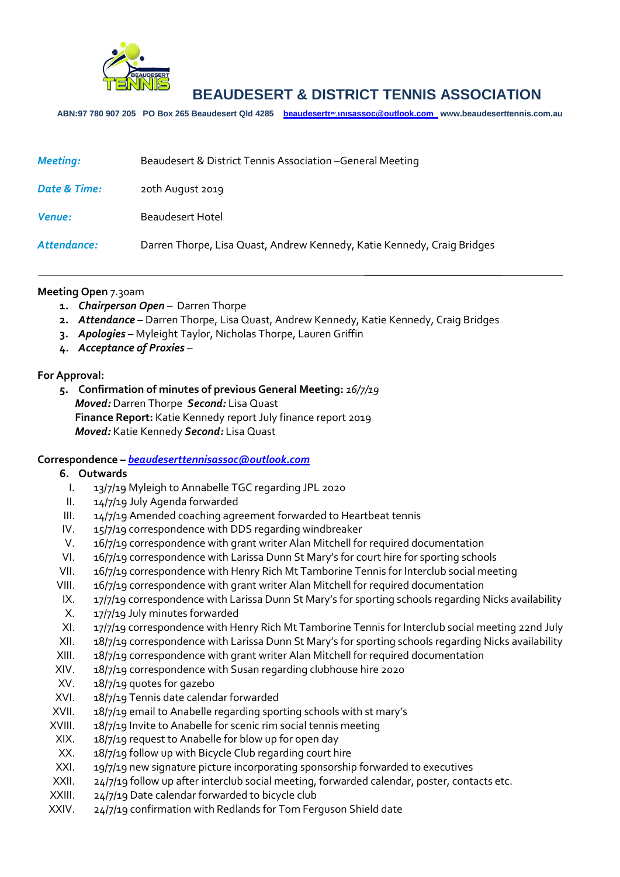# BEAUDESERT & DISTRICT TENNIS ASSOCIATION

**ABN:97 780 907 205 PO Box 265 Beaudesert Qld 4285 beaudeserttennisassoc@outlook.com www.beaudeserttennis.com.au**

| | |
|---|---|
| ***Meeting:*** | Beaudesert & District Tennis Association –General Meeting |
| ***Date & Time:*** | 20th August 2019 |
| ***Venue:*** | Beaudesert Hotel |
| ***Attendance:*** | Darren Thorpe, Lisa Quast, Andrew Kennedy, Katie Kennedy, Craig Bridges |

---

**Meeting Open** 7.30am

1. ***Chairperson Open*** – Darren Thorpe
2. ***Attendance –*** Darren Thorpe, Lisa Quast, Andrew Kennedy, Katie Kennedy, Craig Bridges
3. ***Apologies –*** Myleight Taylor, Nicholas Thorpe, Lauren Griffin
4. ***Acceptance of Proxies*** –

**For Approval:**

5. **Confirmation of minutes of previous General Meeting:** *16/7/19*
   ***Moved:*** Darren Thorpe ***Second:*** Lisa Quast
   **Finance Report:** Katie Kennedy report July finance report 2019
   ***Moved:*** Katie Kennedy ***Second:*** Lisa Quast

**Correspondence –** ***beaudeserttennisassoc@outlook.com***

6. **Outwards**
   - I. 13/7/19 Myleigh to Annabelle TGC regarding JPL 2020
   - II. 14/7/19 July Agenda forwarded
   - III. 14/7/19 Amended coaching agreement forwarded to Heartbeat tennis
   - IV. 15/7/19 correspondence with DDS regarding windbreaker
   - V. 16/7/19 correspondence with grant writer Alan Mitchell for required documentation
   - VI. 16/7/19 correspondence with Larissa Dunn St Mary's for court hire for sporting schools
   - VII. 16/7/19 correspondence with Henry Rich Mt Tamborine Tennis for Interclub social meeting
   - VIII. 16/7/19 correspondence with grant writer Alan Mitchell for required documentation
   - IX. 17/7/19 correspondence with Larissa Dunn St Mary's for sporting schools regarding Nicks availability
   - X. 17/7/19 July minutes forwarded
   - XI. 17/7/19 correspondence with Henry Rich Mt Tamborine Tennis for Interclub social meeting 22nd July
   - XII. 18/7/19 correspondence with Larissa Dunn St Mary's for sporting schools regarding Nicks availability
   - XIII. 18/7/19 correspondence with grant writer Alan Mitchell for required documentation
   - XIV. 18/7/19 correspondence with Susan regarding clubhouse hire 2020
   - XV. 18/7/19 quotes for gazebo
   - XVI. 18/7/19 Tennis date calendar forwarded
   - XVII. 18/7/19 email to Anabelle regarding sporting schools with st mary's
   - XVIII. 18/7/19 Invite to Anabelle for scenic rim social tennis meeting
   - XIX. 18/7/19 request to Anabelle for blow up for open day
   - XX. 18/7/19 follow up with Bicycle Club regarding court hire
   - XXI. 19/7/19 new signature picture incorporating sponsorship forwarded to executives
   - XXII. 24/7/19 follow up after interclub social meeting, forwarded calendar, poster, contacts etc.
   - XXIII. 24/7/19 Date calendar forwarded to bicycle club
   - XXIV. 24/7/19 confirmation with Redlands for Tom Ferguson Shield date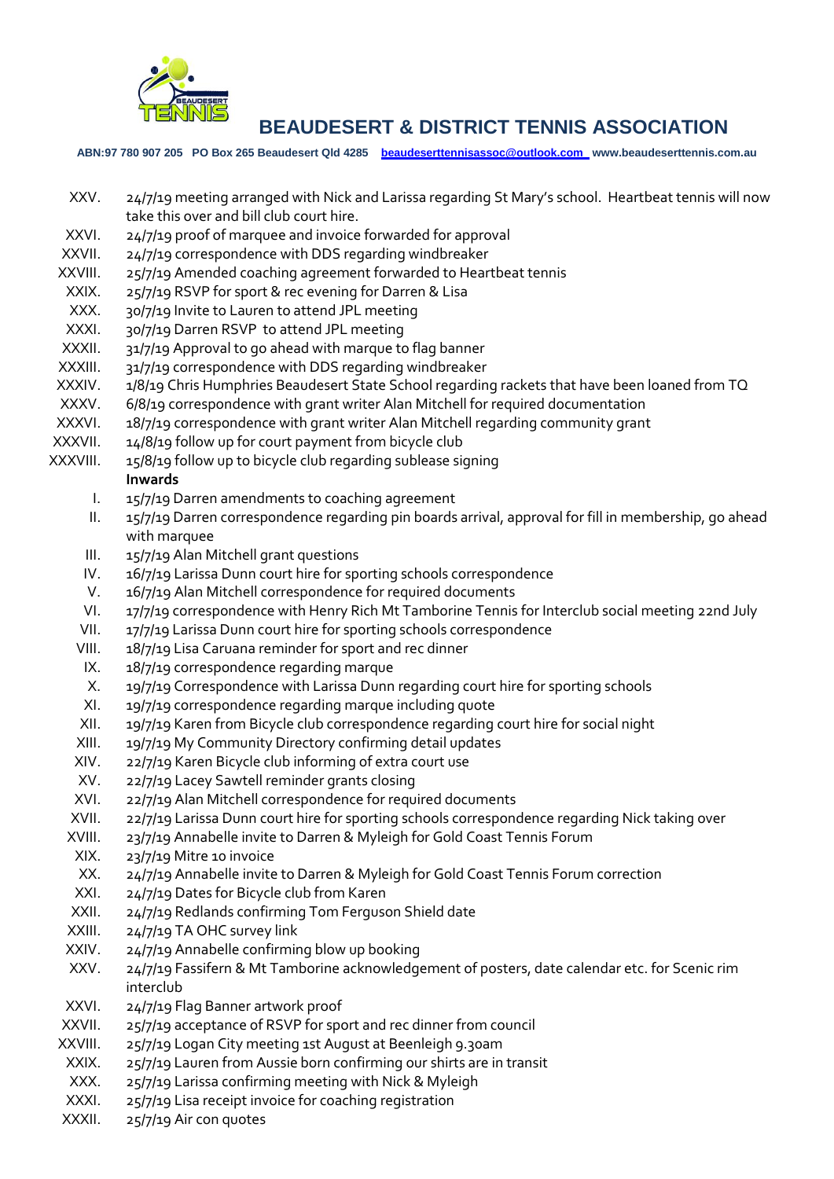# BEAUDESERT & DISTRICT TENNIS ASSOCIATION

**ABN:97 780 907 205 PO Box 265 Beaudesert Qld 4285 beaudeserttennisassoc@outlook.com www.beaudeserttennis.com.au**

XXV. 24/7/19 meeting arranged with Nick and Larissa regarding St Mary's school. Heartbeat tennis will now take this over and bill club court hire.
XXVI. 24/7/19 proof of marquee and invoice forwarded for approval
XXVII. 24/7/19 correspondence with DDS regarding windbreaker
XXVIII. 25/7/19 Amended coaching agreement forwarded to Heartbeat tennis
XXIX. 25/7/19 RSVP for sport & rec evening for Darren & Lisa
XXX. 30/7/19 Invite to Lauren to attend JPL meeting
XXXI. 30/7/19 Darren RSVP to attend JPL meeting
XXXII. 31/7/19 Approval to go ahead with marque to flag banner
XXXIII. 31/7/19 correspondence with DDS regarding windbreaker
XXXIV. 1/8/19 Chris Humphries Beaudesert State School regarding rackets that have been loaned from TQ
XXXV. 6/8/19 correspondence with grant writer Alan Mitchell for required documentation
XXXVI. 18/7/19 correspondence with grant writer Alan Mitchell regarding community grant
XXXVII. 14/8/19 follow up for court payment from bicycle club
XXXVIII. 15/8/19 follow up to bicycle club regarding sublease signing

**Inwards**

I. 15/7/19 Darren amendments to coaching agreement
II. 15/7/19 Darren correspondence regarding pin boards arrival, approval for fill in membership, go ahead with marquee
III. 15/7/19 Alan Mitchell grant questions
IV. 16/7/19 Larissa Dunn court hire for sporting schools correspondence
V. 16/7/19 Alan Mitchell correspondence for required documents
VI. 17/7/19 correspondence with Henry Rich Mt Tamborine Tennis for Interclub social meeting 22nd July
VII. 17/7/19 Larissa Dunn court hire for sporting schools correspondence
VIII. 18/7/19 Lisa Caruana reminder for sport and rec dinner
IX. 18/7/19 correspondence regarding marque
X. 19/7/19 Correspondence with Larissa Dunn regarding court hire for sporting schools
XI. 19/7/19 correspondence regarding marque including quote
XII. 19/7/19 Karen from Bicycle club correspondence regarding court hire for social night
XIII. 19/7/19 My Community Directory confirming detail updates
XIV. 22/7/19 Karen Bicycle club informing of extra court use
XV. 22/7/19 Lacey Sawtell reminder grants closing
XVI. 22/7/19 Alan Mitchell correspondence for required documents
XVII. 22/7/19 Larissa Dunn court hire for sporting schools correspondence regarding Nick taking over
XVIII. 23/7/19 Annabelle invite to Darren & Myleigh for Gold Coast Tennis Forum
XIX. 23/7/19 Mitre 10 invoice
XX. 24/7/19 Annabelle invite to Darren & Myleigh for Gold Coast Tennis Forum correction
XXI. 24/7/19 Dates for Bicycle club from Karen
XXII. 24/7/19 Redlands confirming Tom Ferguson Shield date
XXIII. 24/7/19 TA OHC survey link
XXIV. 24/7/19 Annabelle confirming blow up booking
XXV. 24/7/19 Fassifern & Mt Tamborine acknowledgement of posters, date calendar etc. for Scenic rim interclub
XXVI. 24/7/19 Flag Banner artwork proof
XXVII. 25/7/19 acceptance of RSVP for sport and rec dinner from council
XXVIII. 25/7/19 Logan City meeting 1st August at Beenleigh 9.30am
XXIX. 25/7/19 Lauren from Aussie born confirming our shirts are in transit
XXX. 25/7/19 Larissa confirming meeting with Nick & Myleigh
XXXI. 25/7/19 Lisa receipt invoice for coaching registration
XXXII. 25/7/19 Air con quotes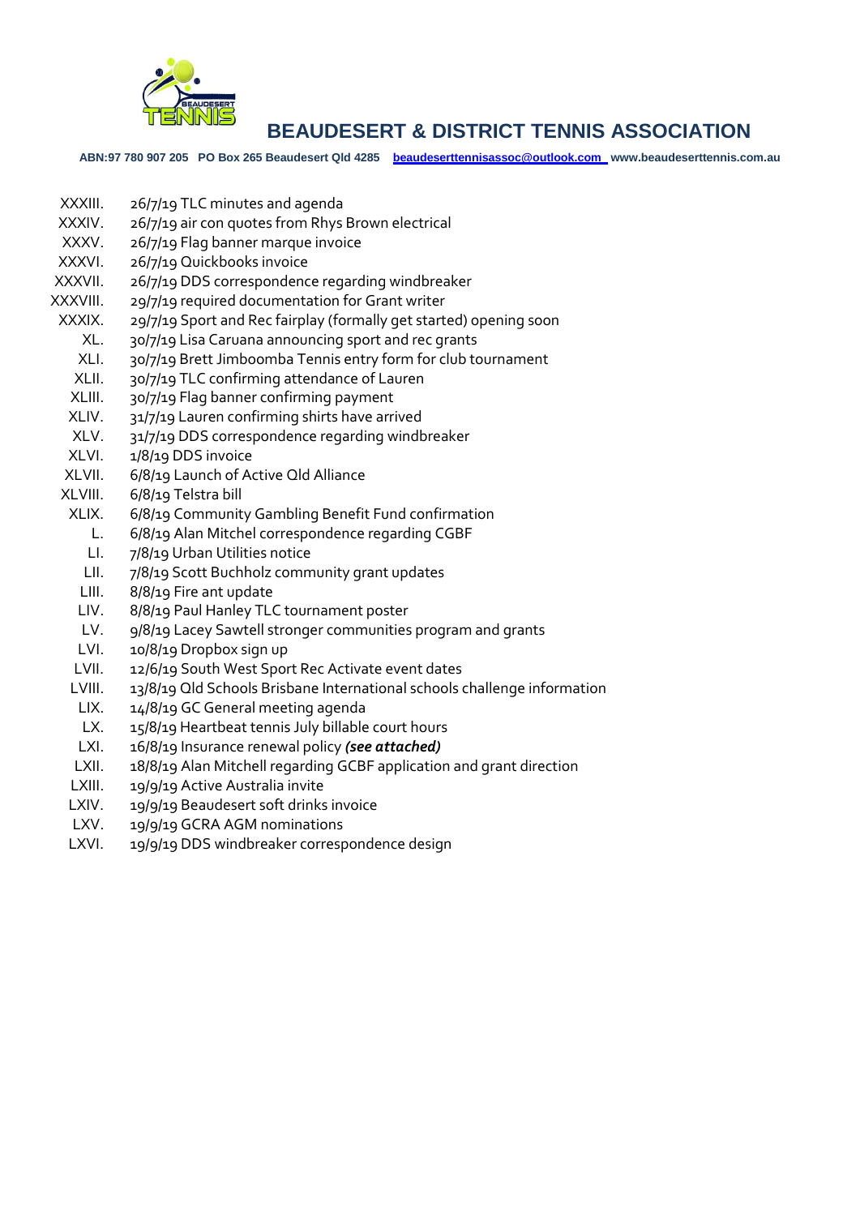# BEAUDESERT & DISTRICT TENNIS ASSOCIATION

**ABN:97 780 907 205 PO Box 265 Beaudesert Qld 4285 beaudeserttennisassoc@outlook.com www.beaudeserttennis.com.au**

XXXIII. 26/7/19 TLC minutes and agenda
XXXIV. 26/7/19 air con quotes from Rhys Brown electrical
XXXV. 26/7/19 Flag banner marque invoice
XXXVI. 26/7/19 Quickbooks invoice
XXXVII. 26/7/19 DDS correspondence regarding windbreaker
XXXVIII. 29/7/19 required documentation for Grant writer
XXXIX. 29/7/19 Sport and Rec fairplay (formally get started) opening soon
XL. 30/7/19 Lisa Caruana announcing sport and rec grants
XLI. 30/7/19 Brett Jimboomba Tennis entry form for club tournament
XLII. 30/7/19 TLC confirming attendance of Lauren
XLIII. 30/7/19 Flag banner confirming payment
XLIV. 31/7/19 Lauren confirming shirts have arrived
XLV. 31/7/19 DDS correspondence regarding windbreaker
XLVI. 1/8/19 DDS invoice
XLVII. 6/8/19 Launch of Active Qld Alliance
XLVIII. 6/8/19 Telstra bill
XLIX. 6/8/19 Community Gambling Benefit Fund confirmation
L. 6/8/19 Alan Mitchel correspondence regarding CGBF
LI. 7/8/19 Urban Utilities notice
LII. 7/8/19 Scott Buchholz community grant updates
LIII. 8/8/19 Fire ant update
LIV. 8/8/19 Paul Hanley TLC tournament poster
LV. 9/8/19 Lacey Sawtell stronger communities program and grants
LVI. 10/8/19 Dropbox sign up
LVII. 12/6/19 South West Sport Rec Activate event dates
LVIII. 13/8/19 Qld Schools Brisbane International schools challenge information
LIX. 14/8/19 GC General meeting agenda
LX. 15/8/19 Heartbeat tennis July billable court hours
LXI. 16/8/19 Insurance renewal policy ***(see attached)***
LXII. 18/8/19 Alan Mitchell regarding GCBF application and grant direction
LXIII. 19/9/19 Active Australia invite
LXIV. 19/9/19 Beaudesert soft drinks invoice
LXV. 19/9/19 GCRA AGM nominations
LXVI. 19/9/19 DDS windbreaker correspondence design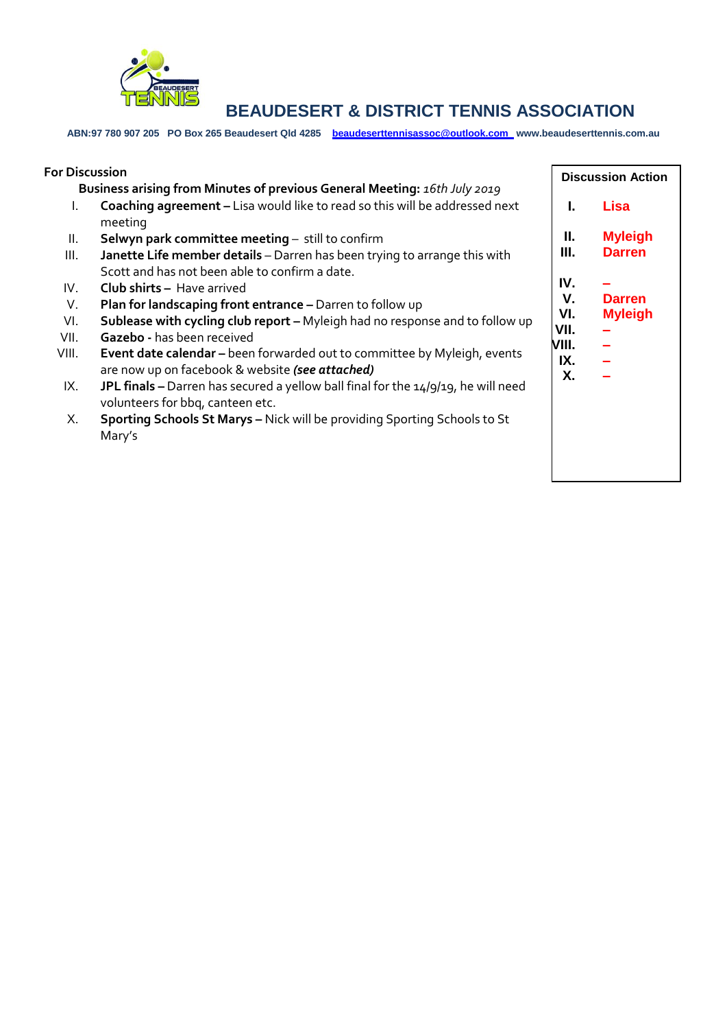# BEAUDESERT & DISTRICT TENNIS ASSOCIATION

**ABN:97 780 907 205 PO Box 265 Beaudesert Qld 4285 beaudeserttennisassoc@outlook.com www.beaudeserttennis.com.au**

**For Discussion**

**Business arising from Minutes of previous General Meeting:** *16th July 2019*

| | Item | Discussion Action |
|---|---|---|
| I. | **Coaching agreement –** Lisa would like to read so this will be addressed next meeting | Lisa |
| II. | **Selwyn park committee meeting** – still to confirm | Myleigh |
| III. | **Janette Life member details** – Darren has been trying to arrange this with Scott and has not been able to confirm a date. | Darren |
| IV. | **Club shirts –** Have arrived | – |
| V. | **Plan for landscaping front entrance –** Darren to follow up | Darren |
| VI. | **Sublease with cycling club report –** Myleigh had no response and to follow up | Myleigh |
| VII. | **Gazebo -** has been received | – |
| VIII. | **Event date calendar –** been forwarded out to committee by Myleigh, events are now up on facebook & website ***(see attached)*** | – |
| IX. | **JPL finals –** Darren has secured a yellow ball final for the 14/9/19, he will need volunteers for bbq, canteen etc. | – |
| X. | **Sporting Schools St Marys –** Nick will be providing Sporting Schools to St Mary's | – |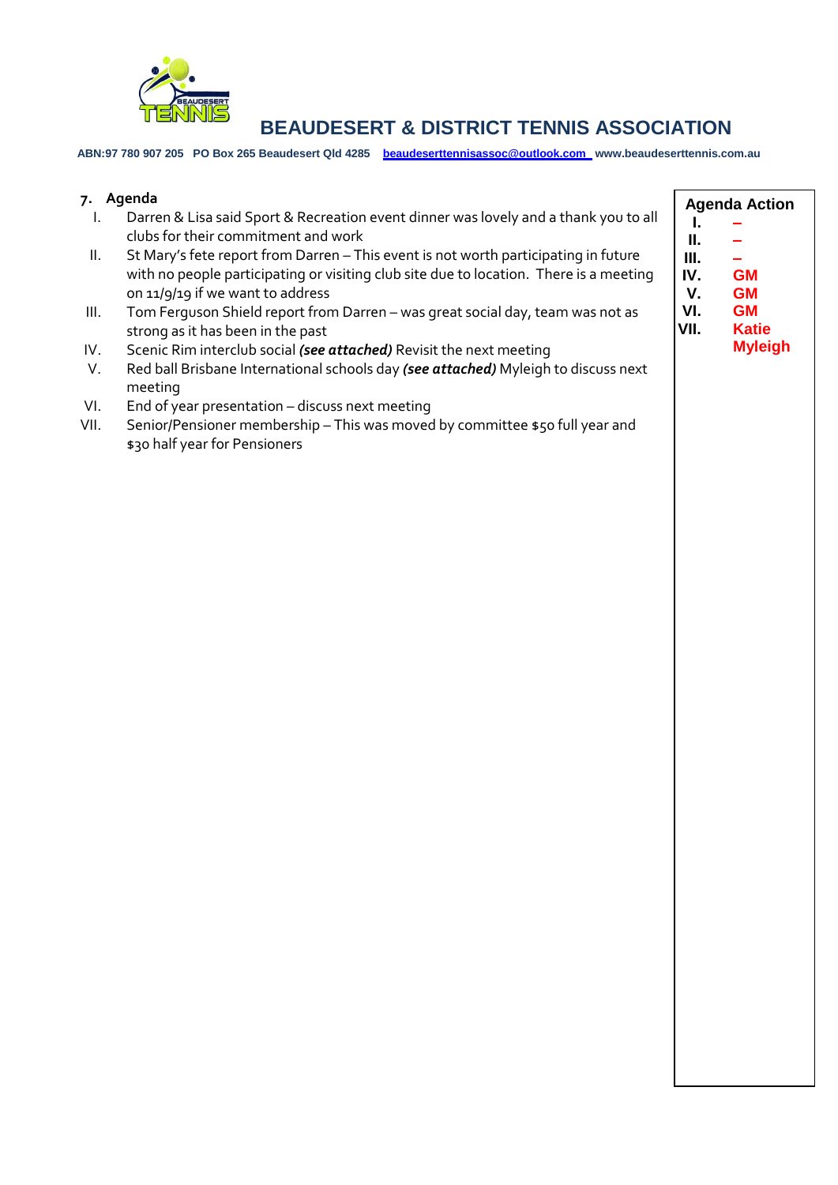# BEAUDESERT & DISTRICT TENNIS ASSOCIATION

**ABN:97 780 907 205 PO Box 265 Beaudesert Qld 4285 beaudeserttennisassoc@outlook.com www.beaudeserttennis.com.au**

| **7. Agenda** | **Agenda Action** |
|---|---|
| I. Darren & Lisa said Sport & Recreation event dinner was lovely and a thank you to all clubs for their commitment and work | **I.** – |
| II. St Mary's fete report from Darren – This event is not worth participating in future with no people participating or visiting club site due to location. There is a meeting on 11/9/19 if we want to address | **II.** – |
| III. Tom Ferguson Shield report from Darren – was great social day, team was not as strong as it has been in the past | **III.** – |
| IV. Scenic Rim interclub social ***(see attached)*** Revisit the next meeting | **IV.** GM |
| V. Red ball Brisbane International schools day ***(see attached)*** Myleigh to discuss next meeting | **V.** GM |
| VI. End of year presentation – discuss next meeting | **VI.** GM |
| VII. Senior/Pensioner membership – This was moved by committee $50 full year and $30 half year for Pensioners | **VII.** Katie Myleigh |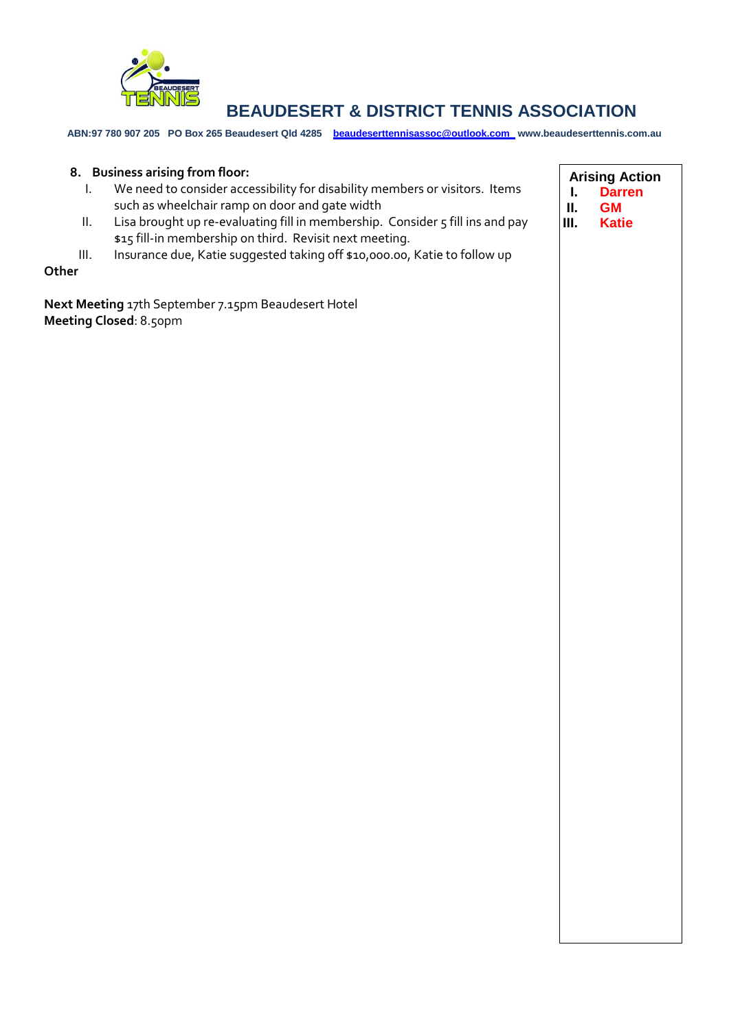# BEADESERT & DISTRICT TENNIS ASSOCIATION

**ABN:97 780 907 205 PO Box 265 Beaudesert Qld 4285 [beaudeserttennisassoc@outlook.com](mailto:beaudeserttennisassoc@outlook.com) www.beaudeserttennis.com.au**

**8. Business arising from floor:**

I. We need to consider accessibility for disability members or visitors. Items such as wheelchair ramp on door and gate width

II. Lisa brought up re-evaluating fill in membership. Consider 5 fill ins and pay $15 fill-in membership on third. Revisit next meeting.

III. Insurance due, Katie suggested taking off $10,000.00, Katie to follow up

**Other**

**Next Meeting** 17th September 7.15pm Beaudesert Hotel

**Meeting Closed**: 8.50pm

**Arising Action**

I. Darren

II. GM

III. Katie